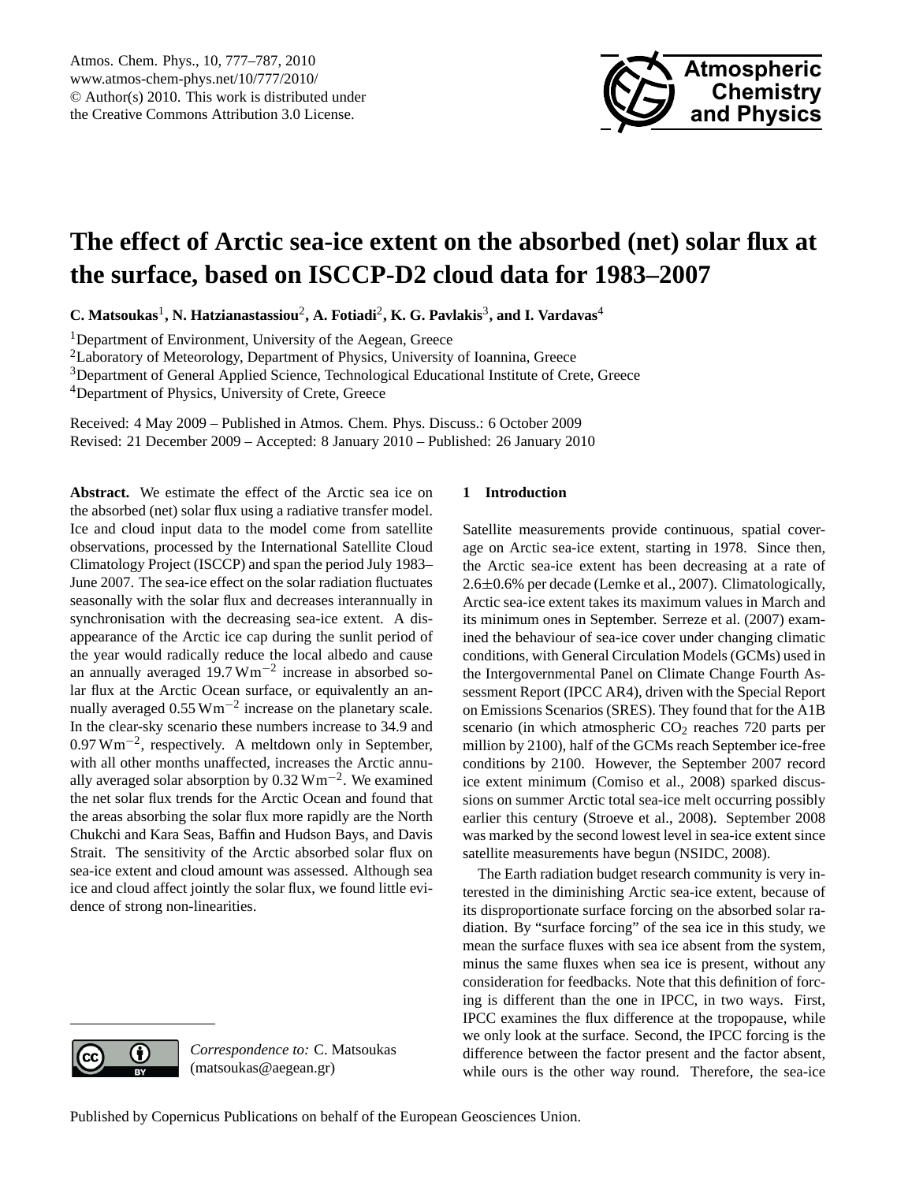# The effect of Arctic sea-ice extent on the absorbed (net) solar flux at the surface, based on ISCCP-D2 cloud data for 1983–2007

**C. Matsoukas**[1], **N. Hatzianastassiou**[2], **A. Fotiadi**[2], **K. G. Pavlakis**[3], **and I. Vardavas**[4]

[1]Department of Environment, University of the Aegean, Greece
[2]Laboratory of Meteorology, Department of Physics, University of Ioannina, Greece
[3]Department of General Applied Science, Technological Educational Institute of Crete, Greece
[4]Department of Physics, University of Crete, Greece

Received: 4 May 2009 – Published in Atmos. Chem. Phys. Discuss.: 6 October 2009
Revised: 21 December 2009 – Accepted: 8 January 2010 – Published: 26 January 2010

**Abstract.** We estimate the effect of the Arctic sea ice on the absorbed (net) solar flux using a radiative transfer model. Ice and cloud input data to the model come from satellite observations, processed by the International Satellite Cloud Climatology Project (ISCCP) and span the period July 1983–June 2007. The sea-ice effect on the solar radiation fluctuates seasonally with the solar flux and decreases interannually in synchronisation with the decreasing sea-ice extent. A disappearance of the Arctic ice cap during the sunlit period of the year would radically reduce the local albedo and cause an annually averaged 19.7 $\mathrm{W\,m^{-2}}$ increase in absorbed solar flux at the Arctic Ocean surface, or equivalently an annually averaged 0.55 $\mathrm{W\,m^{-2}}$ increase on the planetary scale. In the clear-sky scenario these numbers increase to 34.9 and 0.97 $\mathrm{W\,m^{-2}}$, respectively. A meltdown only in September, with all other months unaffected, increases the Arctic annually averaged solar absorption by 0.32 $\mathrm{W\,m^{-2}}$. We examined the net solar flux trends for the Arctic Ocean and found that the areas absorbing the solar flux more rapidly are the North Chukchi and Kara Seas, Baffin and Hudson Bays, and Davis Strait. The sensitivity of the Arctic absorbed solar flux on sea-ice extent and cloud amount was assessed. Although sea ice and cloud affect jointly the solar flux, we found little evidence of strong non-linearities.

*Correspondence to:* C. Matsoukas (matsoukas@aegean.gr)

## 1 Introduction

Satellite measurements provide continuous, spatial coverage on Arctic sea-ice extent, starting in 1978. Since then, the Arctic sea-ice extent has been decreasing at a rate of 2.6±0.6% per decade (Lemke et al., 2007). Climatologically, Arctic sea-ice extent takes its maximum values in March and its minimum ones in September. Serreze et al. (2007) examined the behaviour of sea-ice cover under changing climatic conditions, with General Circulation Models (GCMs) used in the Intergovernmental Panel on Climate Change Fourth Assessment Report (IPCC AR4), driven with the Special Report on Emissions Scenarios (SRES). They found that for the A1B scenario (in which atmospheric $CO_2$ reaches 720 parts per million by 2100), half of the GCMs reach September ice-free conditions by 2100. However, the September 2007 record ice extent minimum (Comiso et al., 2008) sparked discussions on summer Arctic total sea-ice melt occurring possibly earlier this century (Stroeve et al., 2008). September 2008 was marked by the second lowest level in sea-ice extent since satellite measurements have begun (NSIDC, 2008).

The Earth radiation budget research community is very interested in the diminishing Arctic sea-ice extent, because of its disproportionate surface forcing on the absorbed solar radiation. By "surface forcing" of the sea ice in this study, we mean the surface fluxes with sea ice absent from the system, minus the same fluxes when sea ice is present, without any consideration for feedbacks. Note that this definition of forcing is different than the one in IPCC, in two ways. First, IPCC examines the flux difference at the tropopause, while we only look at the surface. Second, the IPCC forcing is the difference between the factor present and the factor absent, while ours is the other way round. Therefore, the sea-ice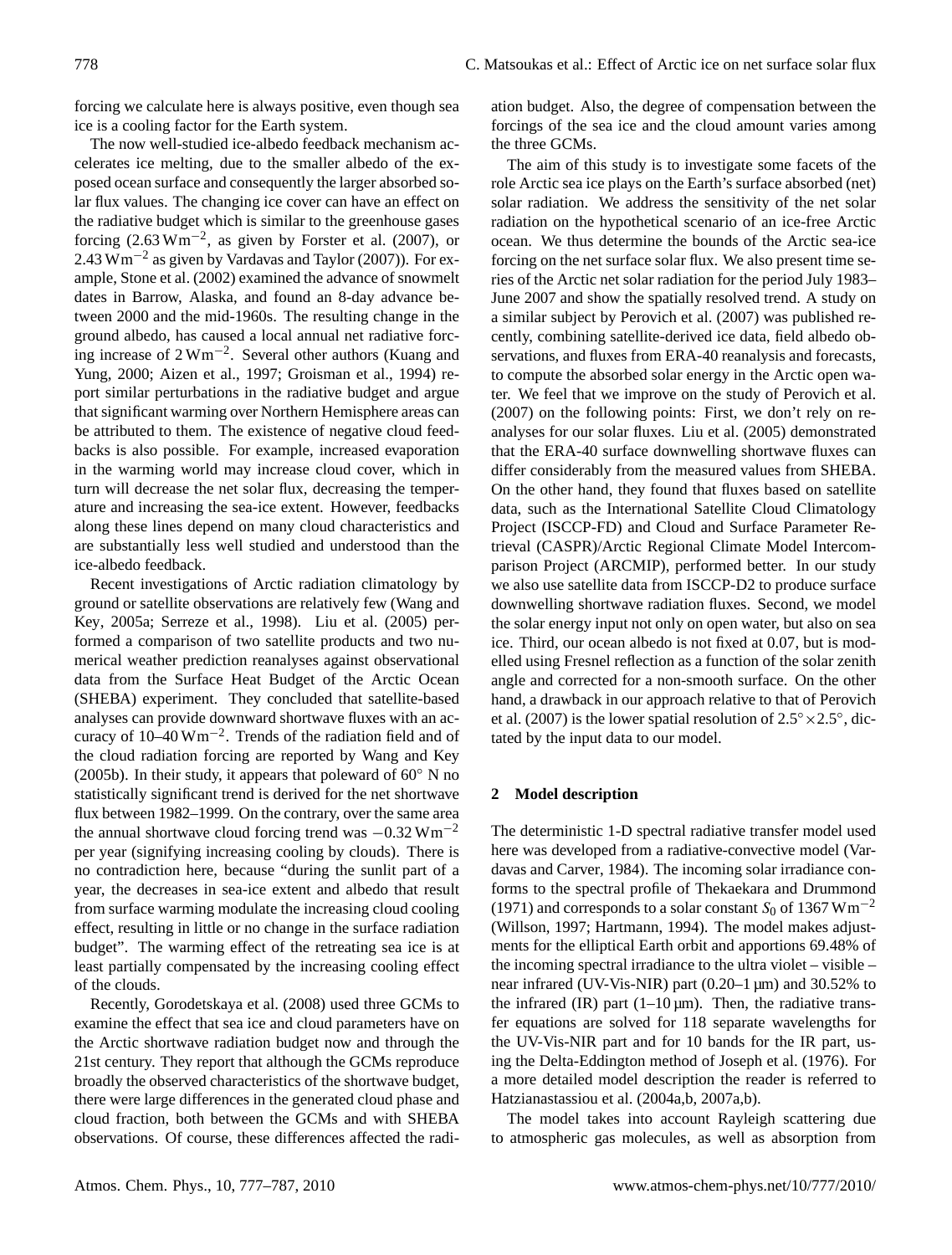forcing we calculate here is always positive, even though sea ice is a cooling factor for the Earth system.

The now well-studied ice-albedo feedback mechanism accelerates ice melting, due to the smaller albedo of the exposed ocean surface and consequently the larger absorbed solar flux values. The changing ice cover can have an effect on the radiative budget which is similar to the greenhouse gases forcing ($2.63\,\mathrm{W\,m^{-2}}$, as given by Forster et al. (2007), or $2.43\,\mathrm{W\,m^{-2}}$ as given by Vardavas and Taylor (2007)). For example, Stone et al. (2002) examined the advance of snowmelt dates in Barrow, Alaska, and found an 8-day advance between 2000 and the mid-1960s. The resulting change in the ground albedo, has caused a local annual net radiative forcing increase of $2\,\mathrm{W\,m^{-2}}$. Several other authors (Kuang and Yung, 2000; Aizen et al., 1997; Groisman et al., 1994) report similar perturbations in the radiative budget and argue that significant warming over Northern Hemisphere areas can be attributed to them. The existence of negative cloud feedbacks is also possible. For example, increased evaporation in the warming world may increase cloud cover, which in turn will decrease the net solar flux, decreasing the temperature and increasing the sea-ice extent. However, feedbacks along these lines depend on many cloud characteristics and are substantially less well studied and understood than the ice-albedo feedback.

Recent investigations of Arctic radiation climatology by ground or satellite observations are relatively few (Wang and Key, 2005a; Serreze et al., 1998). Liu et al. (2005) performed a comparison of two satellite products and two numerical weather prediction reanalyses against observational data from the Surface Heat Budget of the Arctic Ocean (SHEBA) experiment. They concluded that satellite-based analyses can provide downward shortwave fluxes with an accuracy of $10$–$40\,\mathrm{W\,m^{-2}}$. Trends of the radiation field and of the cloud radiation forcing are reported by Wang and Key (2005b). In their study, it appears that poleward of $60^{\circ}$ N no statistically significant trend is derived for the net shortwave flux between 1982–1999. On the contrary, over the same area the annual shortwave cloud forcing trend was $-0.32\,\mathrm{W\,m^{-2}}$ per year (signifying increasing cooling by clouds). There is no contradiction here, because "during the sunlit part of a year, the decreases in sea-ice extent and albedo that result from surface warming modulate the increasing cloud cooling effect, resulting in little or no change in the surface radiation budget". The warming effect of the retreating sea ice is at least partially compensated by the increasing cooling effect of the clouds.

Recently, Gorodetskaya et al. (2008) used three GCMs to examine the effect that sea ice and cloud parameters have on the Arctic shortwave radiation budget now and through the 21st century. They report that although the GCMs reproduce broadly the observed characteristics of the shortwave budget, there were large differences in the generated cloud phase and cloud fraction, both between the GCMs and with SHEBA observations. Of course, these differences affected the radiation budget. Also, the degree of compensation between the forcings of the sea ice and the cloud amount varies among the three GCMs.

The aim of this study is to investigate some facets of the role Arctic sea ice plays on the Earth's surface absorbed (net) solar radiation. We address the sensitivity of the net solar radiation on the hypothetical scenario of an ice-free Arctic ocean. We thus determine the bounds of the Arctic sea-ice forcing on the net surface solar flux. We also present time series of the Arctic net solar radiation for the period July 1983–June 2007 and show the spatially resolved trend. A study on a similar subject by Perovich et al. (2007) was published recently, combining satellite-derived ice data, field albedo observations, and fluxes from ERA-40 reanalysis and forecasts, to compute the absorbed solar energy in the Arctic open water. We feel that we improve on the study of Perovich et al. (2007) on the following points: First, we don't rely on reanalyses for our solar fluxes. Liu et al. (2005) demonstrated that the ERA-40 surface downwelling shortwave fluxes can differ considerably from the measured values from SHEBA. On the other hand, they found that fluxes based on satellite data, such as the International Satellite Cloud Climatology Project (ISCCP-FD) and Cloud and Surface Parameter Retrieval (CASPR)/Arctic Regional Climate Model Intercomparison Project (ARCMIP), performed better. In our study we also use satellite data from ISCCP-D2 to produce surface downwelling shortwave radiation fluxes. Second, we model the solar energy input not only on open water, but also on sea ice. Third, our ocean albedo is not fixed at 0.07, but is modelled using Fresnel reflection as a function of the solar zenith angle and corrected for a non-smooth surface. On the other hand, a drawback in our approach relative to that of Perovich et al. (2007) is the lower spatial resolution of $2.5^{\circ}\times2.5^{\circ}$, dictated by the input data to our model.

## 2 Model description

The deterministic 1-D spectral radiative transfer model used here was developed from a radiative-convective model (Vardavas and Carver, 1984). The incoming solar irradiance conforms to the spectral profile of Thekaekara and Drummond (1971) and corresponds to a solar constant $S_0$ of $1367\,\mathrm{W\,m^{-2}}$ (Willson, 1997; Hartmann, 1994). The model makes adjustments for the elliptical Earth orbit and apportions 69.48% of the incoming spectral irradiance to the ultra violet – visible – near infrared (UV-Vis-NIR) part ($0.20$–$1\,\mu\mathrm{m}$) and 30.52% to the infrared (IR) part ($1$–$10\,\mu\mathrm{m}$). Then, the radiative transfer equations are solved for 118 separate wavelengths for the UV-Vis-NIR part and for 10 bands for the IR part, using the Delta-Eddington method of Joseph et al. (1976). For a more detailed model description the reader is referred to Hatzianastassiou et al. (2004a,b, 2007a,b).

The model takes into account Rayleigh scattering due to atmospheric gas molecules, as well as absorption from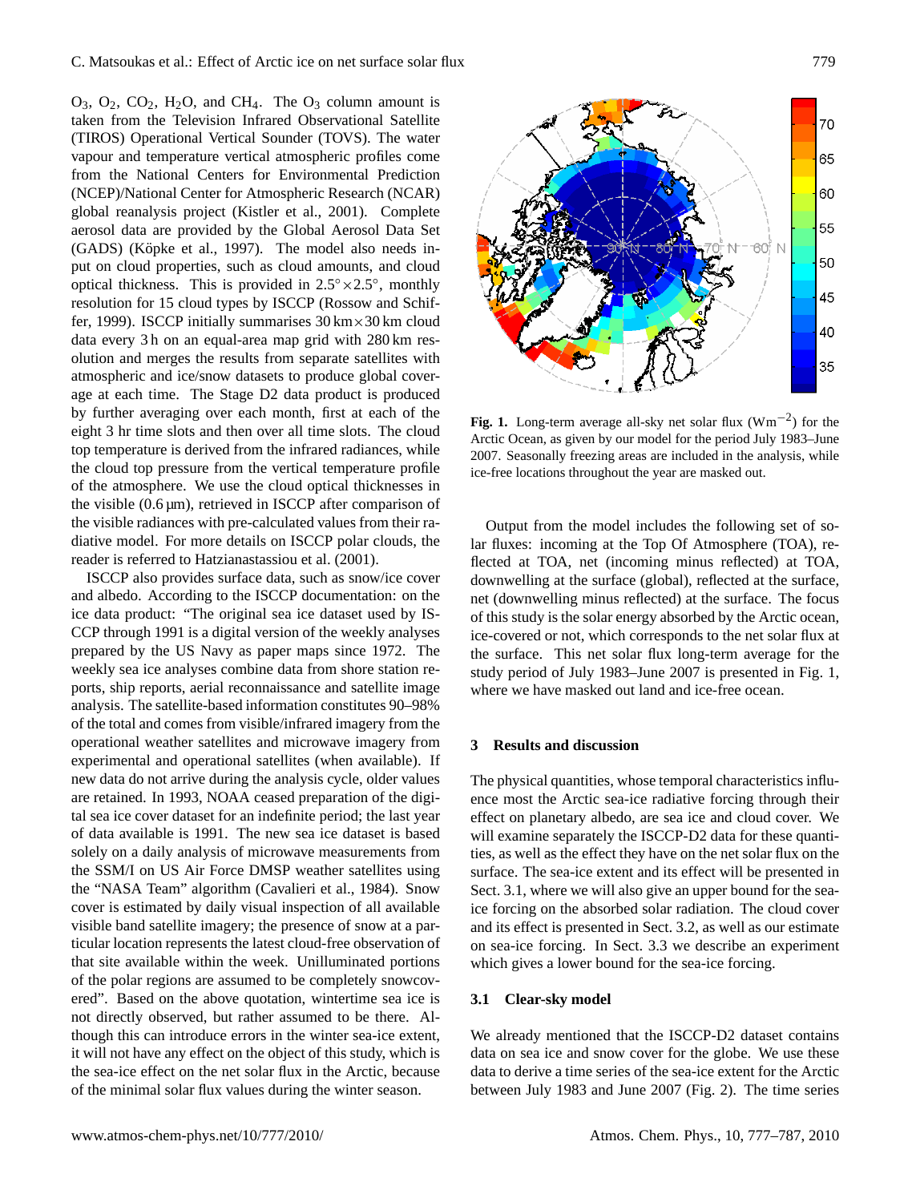$O_3$, $O_2$, $CO_2$, $H_2O$, and $CH_4$. The $O_3$ column amount is taken from the Television Infrared Observational Satellite (TIROS) Operational Vertical Sounder (TOVS). The water vapour and temperature vertical atmospheric profiles come from the National Centers for Environmental Prediction (NCEP)/National Center for Atmospheric Research (NCAR) global reanalysis project (Kistler et al., 2001). Complete aerosol data are provided by the Global Aerosol Data Set (GADS) (Köpke et al., 1997). The model also needs input on cloud properties, such as cloud amounts, and cloud optical thickness. This is provided in $2.5^\circ \times 2.5^\circ$, monthly resolution for 15 cloud types by ISCCP (Rossow and Schiffer, 1999). ISCCP initially summarises 30 km×30 km cloud data every 3 h on an equal-area map grid with 280 km resolution and merges the results from separate satellites with atmospheric and ice/snow datasets to produce global coverage at each time. The Stage D2 data product is produced by further averaging over each month, first at each of the eight 3 hr time slots and then over all time slots. The cloud top temperature is derived from the infrared radiances, while the cloud top pressure from the vertical temperature profile of the atmosphere. We use the cloud optical thicknesses in the visible (0.6 μm), retrieved in ISCCP after comparison of the visible radiances with pre-calculated values from their radiative model. For more details on ISCCP polar clouds, the reader is referred to Hatzianastassiou et al. (2001).

ISCCP also provides surface data, such as snow/ice cover and albedo. According to the ISCCP documentation: on the ice data product: "The original sea ice dataset used by ISCCP through 1991 is a digital version of the weekly analyses prepared by the US Navy as paper maps since 1972. The weekly sea ice analyses combine data from shore station reports, ship reports, aerial reconnaissance and satellite image analysis. The satellite-based information constitutes 90–98% of the total and comes from visible/infrared imagery from the operational weather satellites and microwave imagery from experimental and operational satellites (when available). If new data do not arrive during the analysis cycle, older values are retained. In 1993, NOAA ceased preparation of the digital sea ice cover dataset for an indefinite period; the last year of data available is 1991. The new sea ice dataset is based solely on a daily analysis of microwave measurements from the SSM/I on US Air Force DMSP weather satellites using the "NASA Team" algorithm (Cavalieri et al., 1984). Snow cover is estimated by daily visual inspection of all available visible band satellite imagery; the presence of snow at a particular location represents the latest cloud-free observation of that site available within the week. Unilluminated portions of the polar regions are assumed to be completely snowcovered". Based on the above quotation, wintertime sea ice is not directly observed, but rather assumed to be there. Although this can introduce errors in the winter sea-ice extent, it will not have any effect on the object of this study, which is the sea-ice effect on the net solar flux in the Arctic, because of the minimal solar flux values during the winter season.

**Fig. 1.** Long-term average all-sky net solar flux ($\mathrm{Wm^{-2}}$) for the Arctic Ocean, as given by our model for the period July 1983–June 2007. Seasonally freezing areas are included in the analysis, while ice-free locations throughout the year are masked out.

Output from the model includes the following set of solar fluxes: incoming at the Top Of Atmosphere (TOA), reflected at TOA, net (incoming minus reflected) at TOA, downwelling at the surface (global), reflected at the surface, net (downwelling minus reflected) at the surface. The focus of this study is the solar energy absorbed by the Arctic ocean, ice-covered or not, which corresponds to the net solar flux at the surface. This net solar flux long-term average for the study period of July 1983–June 2007 is presented in Fig. 1, where we have masked out land and ice-free ocean.

## 3 Results and discussion

The physical quantities, whose temporal characteristics influence most the Arctic sea-ice radiative forcing through their effect on planetary albedo, are sea ice and cloud cover. We will examine separately the ISCCP-D2 data for these quantities, as well as the effect they have on the net solar flux on the surface. The sea-ice extent and its effect will be presented in Sect. 3.1, where we will also give an upper bound for the sea-ice forcing on the absorbed solar radiation. The cloud cover and its effect is presented in Sect. 3.2, as well as our estimate on sea-ice forcing. In Sect. 3.3 we describe an experiment which gives a lower bound for the sea-ice forcing.

### 3.1 Clear-sky model

We already mentioned that the ISCCP-D2 dataset contains data on sea ice and snow cover for the globe. We use these data to derive a time series of the sea-ice extent for the Arctic between July 1983 and June 2007 (Fig. 2). The time series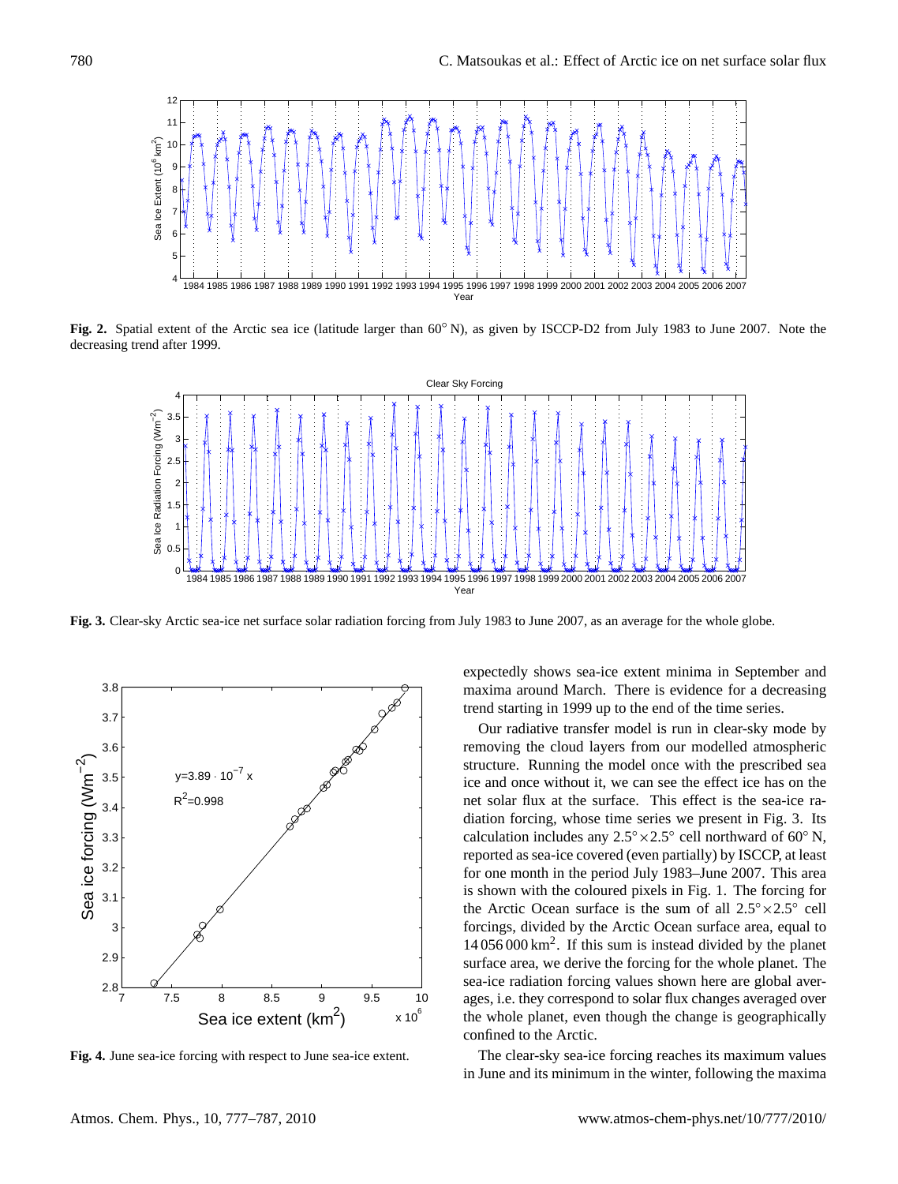**Fig. 2.** Spatial extent of the Arctic sea ice (latitude larger than 60° N), as given by ISCCP-D2 from July 1983 to June 2007. Note the decreasing trend after 1999.

**Fig. 3.** Clear-sky Arctic sea-ice net surface solar radiation forcing from July 1983 to June 2007, as an average for the whole globe.

**Fig. 4.** June sea-ice forcing with respect to June sea-ice extent.

expectedly shows sea-ice extent minima in September and maxima around March. There is evidence for a decreasing trend starting in 1999 up to the end of the time series.

Our radiative transfer model is run in clear-sky mode by removing the cloud layers from our modelled atmospheric structure. Running the model once with the prescribed sea ice and once without it, we can see the effect ice has on the net solar flux at the surface. This effect is the sea-ice radiation forcing, whose time series we present in Fig. 3. Its calculation includes any $2.5^\circ \times 2.5^\circ$ cell northward of 60° N, reported as sea-ice covered (even partially) by ISCCP, at least for one month in the period July 1983–June 2007. This area is shown with the coloured pixels in Fig. 1. The forcing for the Arctic Ocean surface is the sum of all $2.5^\circ \times 2.5^\circ$ cell forcings, divided by the Arctic Ocean surface area, equal to 14 056 000 $\text{km}^2$. If this sum is instead divided by the planet surface area, we derive the forcing for the whole planet. The sea-ice radiation forcing values shown here are global averages, i.e. they correspond to solar flux changes averaged over the whole planet, even though the change is geographically confined to the Arctic.

The clear-sky sea-ice forcing reaches its maximum values in June and its minimum in the winter, following the maxima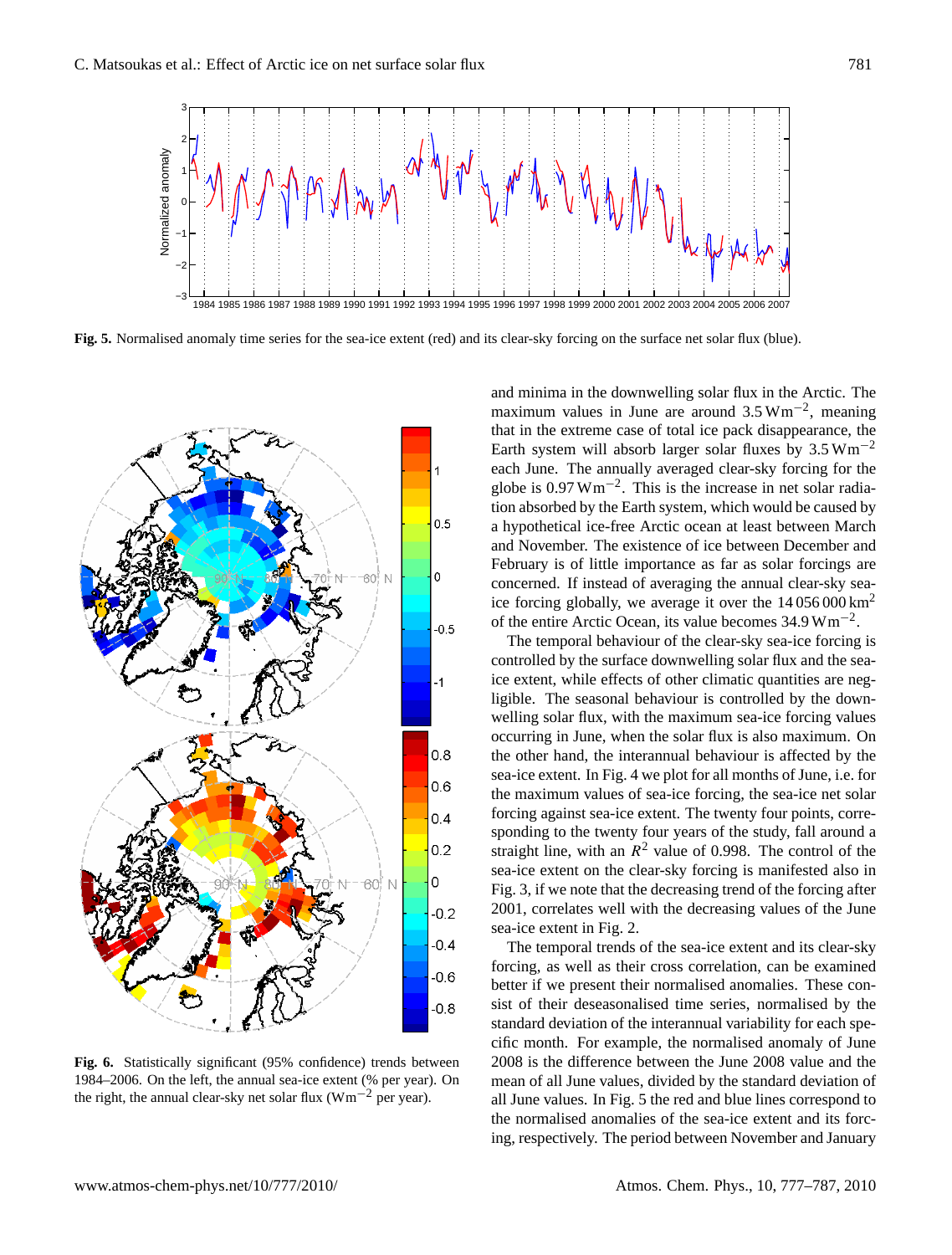**Fig. 5.** Normalised anomaly time series for the sea-ice extent (red) and its clear-sky forcing on the surface net solar flux (blue).

**Fig. 6.** Statistically significant (95% confidence) trends between 1984–2006. On the left, the annual sea-ice extent (% per year). On the right, the annual clear-sky net solar flux ($\mathrm{W\,m^{-2}}$ per year).

and minima in the downwelling solar flux in the Arctic. The maximum values in June are around $3.5\,\mathrm{W\,m^{-2}}$, meaning that in the extreme case of total ice pack disappearance, the Earth system will absorb larger solar fluxes by $3.5\,\mathrm{W\,m^{-2}}$ each June. The annually averaged clear-sky forcing for the globe is $0.97\,\mathrm{W\,m^{-2}}$. This is the increase in net solar radiation absorbed by the Earth system, which would be caused by a hypothetical ice-free Arctic ocean at least between March and November. The existence of ice between December and February is of little importance as far as solar forcings are concerned. If instead of averaging the annual clear-sky sea-ice forcing globally, we average it over the $14\,056\,000\,\mathrm{km^2}$ of the entire Arctic Ocean, its value becomes $34.9\,\mathrm{W\,m^{-2}}$.

The temporal behaviour of the clear-sky sea-ice forcing is controlled by the surface downwelling solar flux and the sea-ice extent, while effects of other climatic quantities are negligible. The seasonal behaviour is controlled by the downwelling solar flux, with the maximum sea-ice forcing values occurring in June, when the solar flux is also maximum. On the other hand, the interannual behaviour is affected by the sea-ice extent. In Fig. 4 we plot for all months of June, i.e. for the maximum values of sea-ice forcing, the sea-ice net solar forcing against sea-ice extent. The twenty four points, corresponding to the twenty four years of the study, fall around a straight line, with an $R^2$ value of 0.998. The control of the sea-ice extent on the clear-sky forcing is manifested also in Fig. 3, if we note that the decreasing trend of the forcing after 2001, correlates well with the decreasing values of the June sea-ice extent in Fig. 2.

The temporal trends of the sea-ice extent and its clear-sky forcing, as well as their cross correlation, can be examined better if we present their normalised anomalies. These consist of their deseasonalised time series, normalised by the standard deviation of the interannual variability for each specific month. For example, the normalised anomaly of June 2008 is the difference between the June 2008 value and the mean of all June values, divided by the standard deviation of all June values. In Fig. 5 the red and blue lines correspond to the normalised anomalies of the sea-ice extent and its forcing, respectively. The period between November and January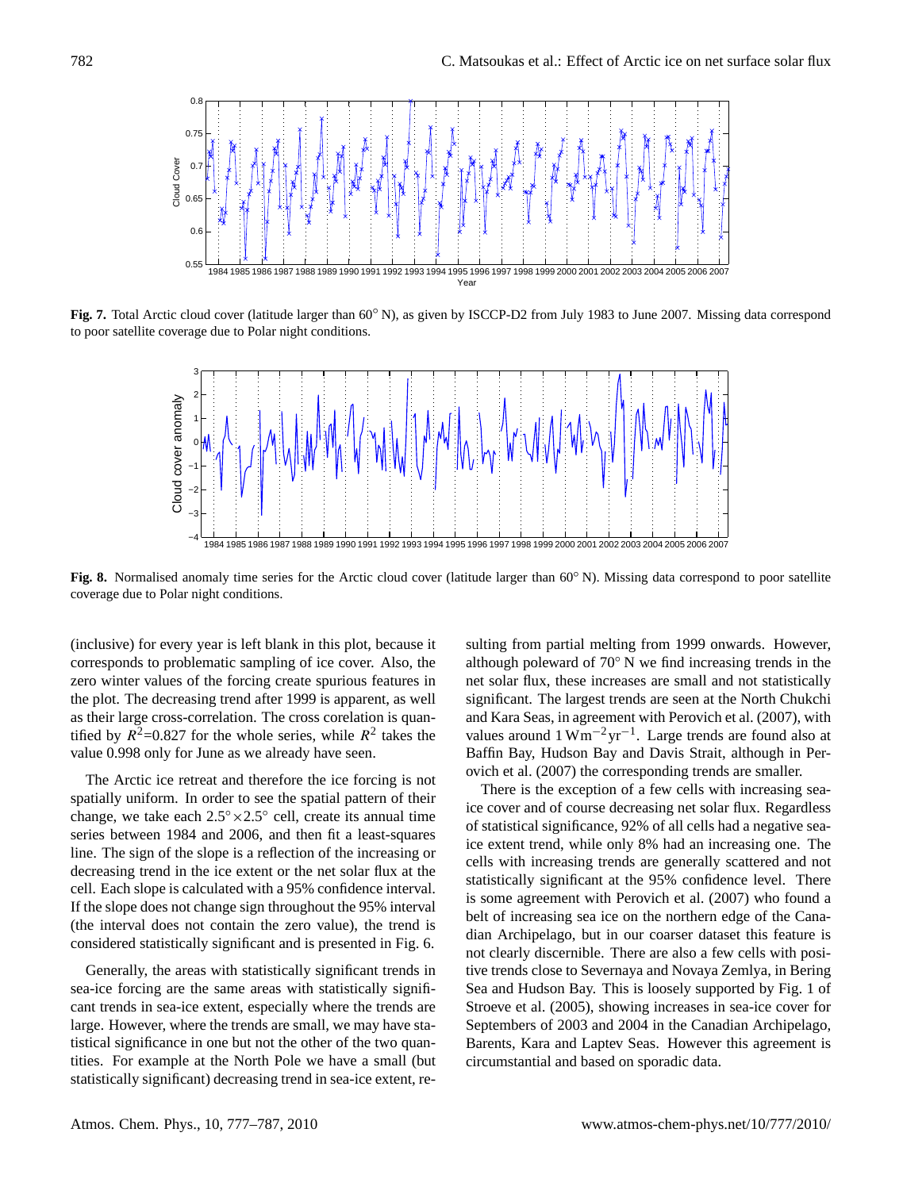**Fig. 7.** Total Arctic cloud cover (latitude larger than 60° N), as given by ISCCP-D2 from July 1983 to June 2007. Missing data correspond to poor satellite coverage due to Polar night conditions.

**Fig. 8.** Normalised anomaly time series for the Arctic cloud cover (latitude larger than 60° N). Missing data correspond to poor satellite coverage due to Polar night conditions.

(inclusive) for every year is left blank in this plot, because it corresponds to problematic sampling of ice cover. Also, the zero winter values of the forcing create spurious features in the plot. The decreasing trend after 1999 is apparent, as well as their large cross-correlation. The cross corelation is quantified by $R^2$=0.827 for the whole series, while $R^2$ takes the value 0.998 only for June as we already have seen.

The Arctic ice retreat and therefore the ice forcing is not spatially uniform. In order to see the spatial pattern of their change, we take each $2.5^\circ \times 2.5^\circ$ cell, create its annual time series between 1984 and 2006, and then fit a least-squares line. The sign of the slope is a reflection of the increasing or decreasing trend in the ice extent or the net solar flux at the cell. Each slope is calculated with a 95% confidence interval. If the slope does not change sign throughout the 95% interval (the interval does not contain the zero value), the trend is considered statistically significant and is presented in Fig. 6.

Generally, the areas with statistically significant trends in sea-ice forcing are the same areas with statistically significant trends in sea-ice extent, especially where the trends are large. However, where the trends are small, we may have statistical significance in one but not the other of the two quantities. For example at the North Pole we have a small (but statistically significant) decreasing trend in sea-ice extent, resulting from partial melting from 1999 onwards. However, although poleward of 70° N we find increasing trends in the net solar flux, these increases are small and not statistically significant. The largest trends are seen at the North Chukchi and Kara Seas, in agreement with Perovich et al. (2007), with values around 1 $\mathrm{W m^{-2} yr^{-1}}$. Large trends are found also at Baffin Bay, Hudson Bay and Davis Strait, although in Perovich et al. (2007) the corresponding trends are smaller.

There is the exception of a few cells with increasing sea-ice cover and of course decreasing net solar flux. Regardless of statistical significance, 92% of all cells had a negative sea-ice extent trend, while only 8% had an increasing one. The cells with increasing trends are generally scattered and not statistically significant at the 95% confidence level. There is some agreement with Perovich et al. (2007) who found a belt of increasing sea ice on the northern edge of the Canadian Archipelago, but in our coarser dataset this feature is not clearly discernible. There are also a few cells with positive trends close to Severnaya and Novaya Zemlya, in Bering Sea and Hudson Bay. This is loosely supported by Fig. 1 of Stroeve et al. (2005), showing increases in sea-ice cover for Septembers of 2003 and 2004 in the Canadian Archipelago, Barents, Kara and Laptev Seas. However this agreement is circumstantial and based on sporadic data.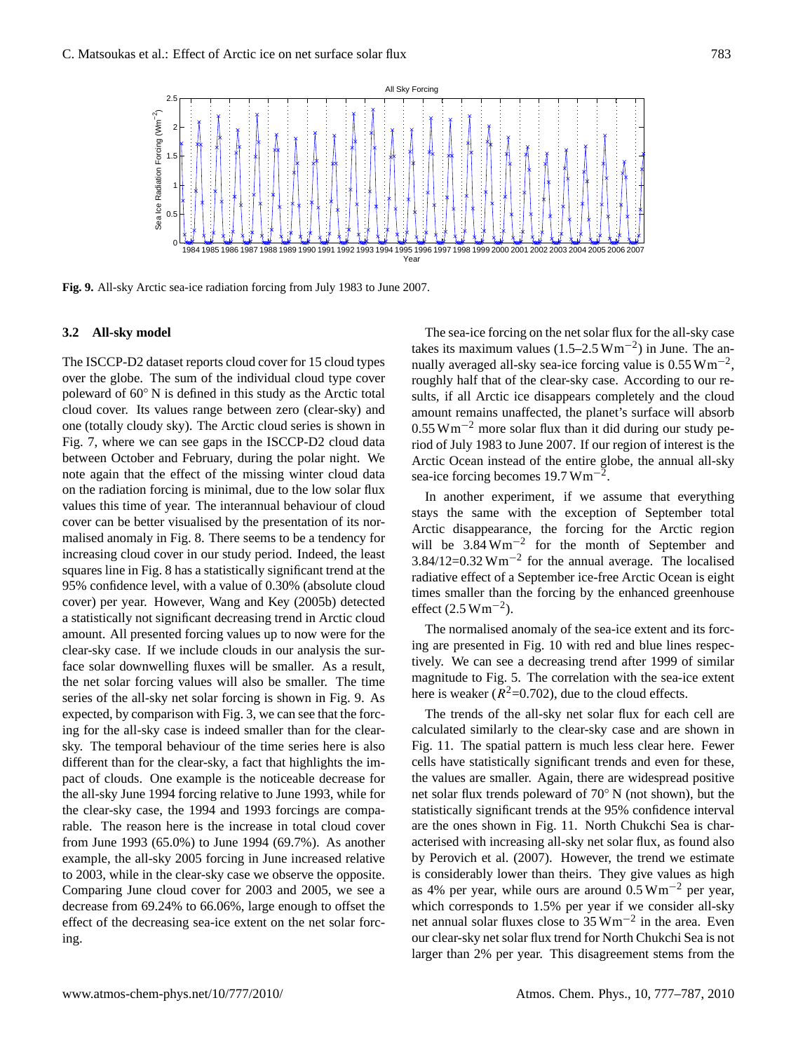**Fig. 9.** All-sky Arctic sea-ice radiation forcing from July 1983 to June 2007.

### 3.2 All-sky model

The ISCCP-D2 dataset reports cloud cover for 15 cloud types over the globe. The sum of the individual cloud type cover poleward of 60° N is defined in this study as the Arctic total cloud cover. Its values range between zero (clear-sky) and one (totally cloudy sky). The Arctic cloud series is shown in Fig. 7, where we can see gaps in the ISCCP-D2 cloud data between October and February, during the polar night. We note again that the effect of the missing winter cloud data on the radiation forcing is minimal, due to the low solar flux values this time of year. The interannual behaviour of cloud cover can be better visualised by the presentation of its normalised anomaly in Fig. 8. There seems to be a tendency for increasing cloud cover in our study period. Indeed, the least squares line in Fig. 8 has a statistically significant trend at the 95% confidence level, with a value of 0.30% (absolute cloud cover) per year. However, Wang and Key (2005b) detected a statistically not significant decreasing trend in Arctic cloud amount. All presented forcing values up to now were for the clear-sky case. If we include clouds in our analysis the surface solar downwelling fluxes will be smaller. As a result, the net solar forcing values will also be smaller. The time series of the all-sky net solar forcing is shown in Fig. 9. As expected, by comparison with Fig. 3, we can see that the forcing for the all-sky case is indeed smaller than for the clear-sky. The temporal behaviour of the time series here is also different than for the clear-sky, a fact that highlights the impact of clouds. One example is the noticeable decrease for the all-sky June 1994 forcing relative to June 1993, while for the clear-sky case, the 1994 and 1993 forcings are comparable. The reason here is the increase in total cloud cover from June 1993 (65.0%) to June 1994 (69.7%). As another example, the all-sky 2005 forcing in June increased relative to 2003, while in the clear-sky case we observe the opposite. Comparing June cloud cover for 2003 and 2005, we see a decrease from 69.24% to 66.06%, large enough to offset the effect of the decreasing sea-ice extent on the net solar forcing.

The sea-ice forcing on the net solar flux for the all-sky case takes its maximum values (1.5–2.5 $\mathrm{W\,m^{-2}}$) in June. The annually averaged all-sky sea-ice forcing value is 0.55 $\mathrm{W\,m^{-2}}$, roughly half that of the clear-sky case. According to our results, if all Arctic ice disappears completely and the cloud amount remains unaffected, the planet's surface will absorb 0.55 $\mathrm{W\,m^{-2}}$ more solar flux than it did during our study period of July 1983 to June 2007. If our region of interest is the Arctic Ocean instead of the entire globe, the annual all-sky sea-ice forcing becomes 19.7 $\mathrm{W\,m^{-2}}$.

In another experiment, if we assume that everything stays the same with the exception of September total Arctic disappearance, the forcing for the Arctic region will be 3.84 $\mathrm{W\,m^{-2}}$ for the month of September and 3.84/12=0.32 $\mathrm{W\,m^{-2}}$ for the annual average. The localised radiative effect of a September ice-free Arctic Ocean is eight times smaller than the forcing by the enhanced greenhouse effect (2.5 $\mathrm{W\,m^{-2}}$).

The normalised anomaly of the sea-ice extent and its forcing are presented in Fig. 10 with red and blue lines respectively. We can see a decreasing trend after 1999 of similar magnitude to Fig. 5. The correlation with the sea-ice extent here is weaker ($R^2$=0.702), due to the cloud effects.

The trends of the all-sky net solar flux for each cell are calculated similarly to the clear-sky case and are shown in Fig. 11. The spatial pattern is much less clear here. Fewer cells have statistically significant trends and even for these, the values are smaller. Again, there are widespread positive net solar flux trends poleward of 70° N (not shown), but the statistically significant trends at the 95% confidence interval are the ones shown in Fig. 11. North Chukchi Sea is characterised with increasing all-sky net solar flux, as found also by Perovich et al. (2007). However, the trend we estimate is considerably lower than theirs. They give values as high as 4% per year, while ours are around 0.5 $\mathrm{W\,m^{-2}}$ per year, which corresponds to 1.5% per year if we consider all-sky net annual solar fluxes close to 35 $\mathrm{W\,m^{-2}}$ in the area. Even our clear-sky net solar flux trend for North Chukchi Sea is not larger than 2% per year. This disagreement stems from the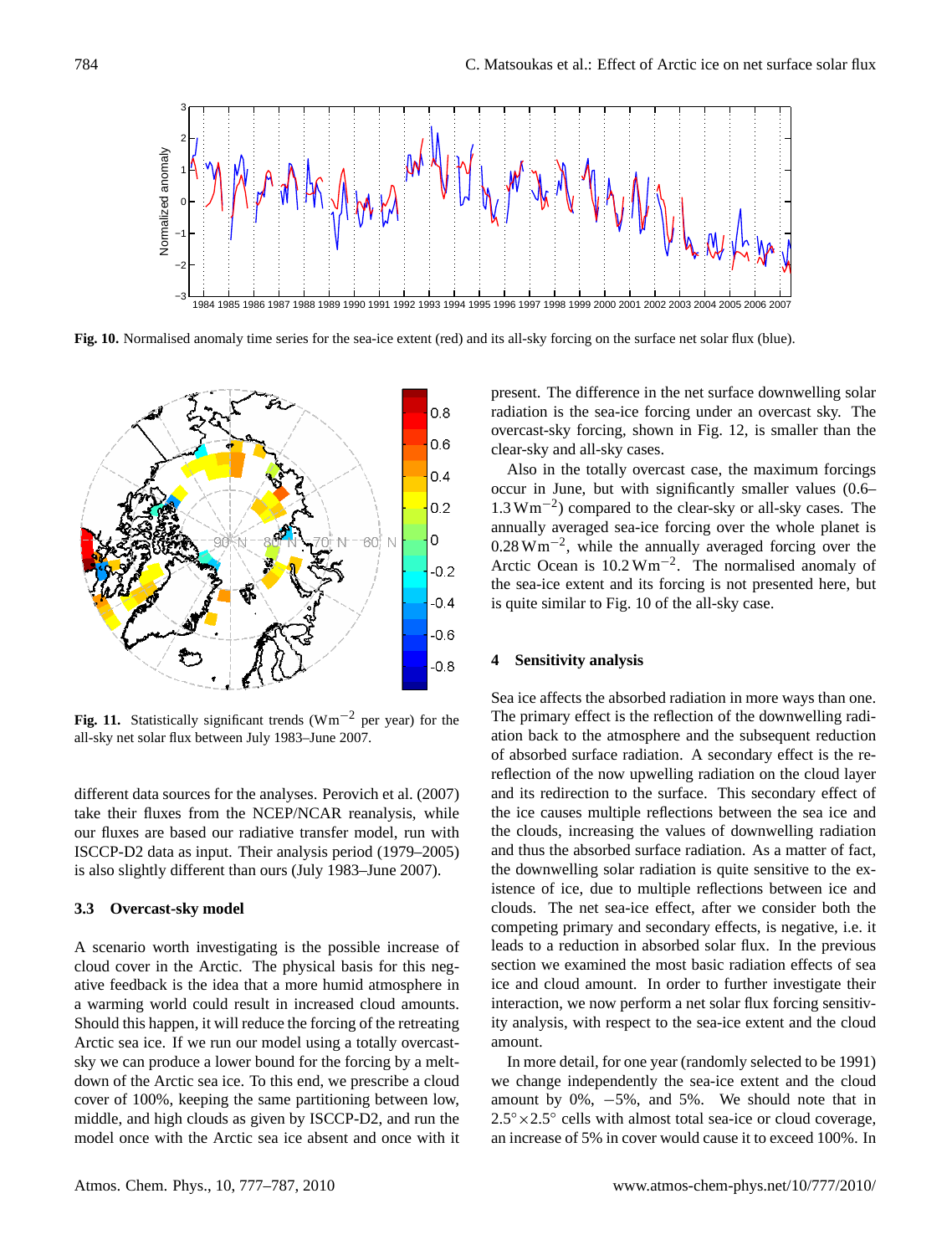Fig. 10. Normalised anomaly time series for the sea-ice extent (red) and its all-sky forcing on the surface net solar flux (blue).

Fig. 11. Statistically significant trends ($\mathrm{W m^{-2}}$ per year) for the all-sky net solar flux between July 1983–June 2007.

different data sources for the analyses. Perovich et al. (2007) take their fluxes from the NCEP/NCAR reanalysis, while our fluxes are based our radiative transfer model, run with ISCCP-D2 data as input. Their analysis period (1979–2005) is also slightly different than ours (July 1983–June 2007).

### 3.3 Overcast-sky model

A scenario worth investigating is the possible increase of cloud cover in the Arctic. The physical basis for this negative feedback is the idea that a more humid atmosphere in a warming world could result in increased cloud amounts. Should this happen, it will reduce the forcing of the retreating Arctic sea ice. If we run our model using a totally overcast-sky we can produce a lower bound for the forcing by a meltdown of the Arctic sea ice. To this end, we prescribe a cloud cover of 100%, keeping the same partitioning between low, middle, and high clouds as given by ISCCP-D2, and run the model once with the Arctic sea ice absent and once with it present. The difference in the net surface downwelling solar radiation is the sea-ice forcing under an overcast sky. The overcast-sky forcing, shown in Fig. 12, is smaller than the clear-sky and all-sky cases.

Also in the totally overcast case, the maximum forcings occur in June, but with significantly smaller values (0.6–1.3 $\mathrm{W m^{-2}}$) compared to the clear-sky or all-sky cases. The annually averaged sea-ice forcing over the whole planet is 0.28 $\mathrm{W m^{-2}}$, while the annually averaged forcing over the Arctic Ocean is 10.2 $\mathrm{W m^{-2}}$. The normalised anomaly of the sea-ice extent and its forcing is not presented here, but is quite similar to Fig. 10 of the all-sky case.

## 4 Sensitivity analysis

Sea ice affects the absorbed radiation in more ways than one. The primary effect is the reflection of the downwelling radiation back to the atmosphere and the subsequent reduction of absorbed surface radiation. A secondary effect is the re-reflection of the now upwelling radiation on the cloud layer and its redirection to the surface. This secondary effect of the ice causes multiple reflections between the sea ice and the clouds, increasing the values of downwelling radiation and thus the absorbed surface radiation. As a matter of fact, the downwelling solar radiation is quite sensitive to the existence of ice, due to multiple reflections between ice and clouds. The net sea-ice effect, after we consider both the competing primary and secondary effects, is negative, i.e. it leads to a reduction in absorbed solar flux. In the previous section we examined the most basic radiation effects of sea ice and cloud amount. In order to further investigate their interaction, we now perform a net solar flux forcing sensitivity analysis, with respect to the sea-ice extent and the cloud amount.

In more detail, for one year (randomly selected to be 1991) we change independently the sea-ice extent and the cloud amount by 0%, −5%, and 5%. We should note that in $2.5^{\circ}\times2.5^{\circ}$ cells with almost total sea-ice or cloud coverage, an increase of 5% in cover would cause it to exceed 100%. In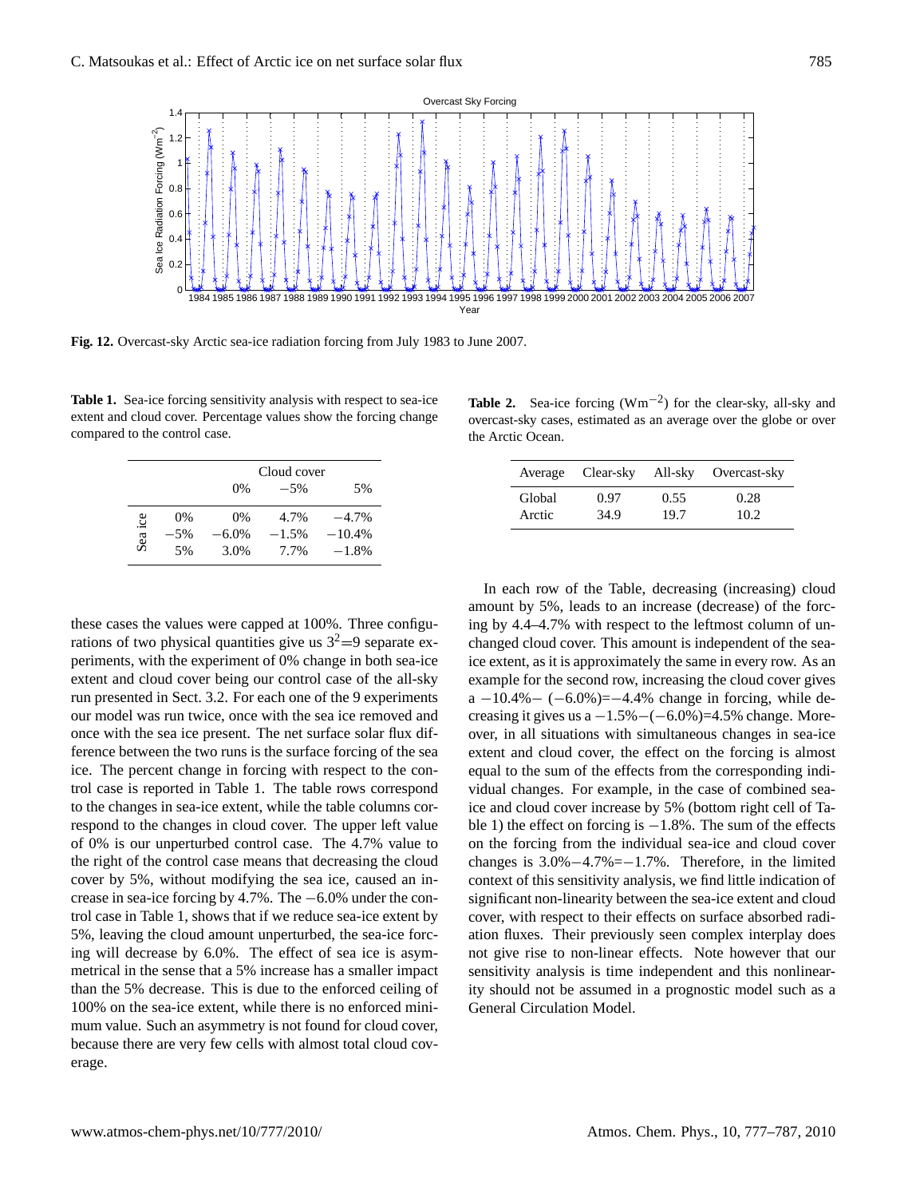**Fig. 12.** Overcast-sky Arctic sea-ice radiation forcing from July 1983 to June 2007.

**Table 1.** Sea-ice forcing sensitivity analysis with respect to sea-ice extent and cloud cover. Percentage values show the forcing change compared to the control case.

| | | Cloud cover | | |
|---|---|---|---|---|
| | | 0% | −5% | 5% |
| Sea ice | 0% | 0% | 4.7% | −4.7% |
| | −5% | −6.0% | −1.5% | −10.4% |
| | 5% | 3.0% | 7.7% | −1.8% |

**Table 2.** Sea-ice forcing ($Wm^{-2}$) for the clear-sky, all-sky and overcast-sky cases, estimated as an average over the globe or over the Arctic Ocean.

| Average | Clear-sky | All-sky | Overcast-sky |
|---|---|---|---|
| Global | 0.97 | 0.55 | 0.28 |
| Arctic | 34.9 | 19.7 | 10.2 |

these cases the values were capped at 100%. Three configurations of two physical quantities give us $3^2$=9 separate experiments, with the experiment of 0% change in both sea-ice extent and cloud cover being our control case of the all-sky run presented in Sect. 3.2. For each one of the 9 experiments our model was run twice, once with the sea ice removed and once with the sea ice present. The net surface solar flux difference between the two runs is the surface forcing of the sea ice. The percent change in forcing with respect to the control case is reported in Table 1. The table rows correspond to the changes in sea-ice extent, while the table columns correspond to the changes in cloud cover. The upper left value of 0% is our unperturbed control case. The 4.7% value to the right of the control case means that decreasing the cloud cover by 5%, without modifying the sea ice, caused an increase in sea-ice forcing by 4.7%. The −6.0% under the control case in Table 1, shows that if we reduce sea-ice extent by 5%, leaving the cloud amount unperturbed, the sea-ice forcing will decrease by 6.0%. The effect of sea ice is asymmetrical in the sense that a 5% increase has a smaller impact than the 5% decrease. This is due to the enforced ceiling of 100% on the sea-ice extent, while there is no enforced minimum value. Such an asymmetry is not found for cloud cover, because there are very few cells with almost total cloud coverage.

In each row of the Table, decreasing (increasing) cloud amount by 5%, leads to an increase (decrease) of the forcing by 4.4–4.7% with respect to the leftmost column of unchanged cloud cover. This amount is independent of the sea-ice extent, as it is approximately the same in every row. As an example for the second row, increasing the cloud cover gives a −10.4%− (−6.0%)=−4.4% change in forcing, while decreasing it gives us a −1.5%−(−6.0%)=4.5% change. Moreover, in all situations with simultaneous changes in sea-ice extent and cloud cover, the effect on the forcing is almost equal to the sum of the effects from the corresponding individual changes. For example, in the case of combined sea-ice and cloud cover increase by 5% (bottom right cell of Table 1) the effect on forcing is −1.8%. The sum of the effects on the forcing from the individual sea-ice and cloud cover changes is 3.0%−4.7%=−1.7%. Therefore, in the limited context of this sensitivity analysis, we find little indication of significant non-linearity between the sea-ice extent and cloud cover, with respect to their effects on surface absorbed radiation fluxes. Their previously seen complex interplay does not give rise to non-linear effects. Note however that our sensitivity analysis is time independent and this nonlinearity should not be assumed in a prognostic model such as a General Circulation Model.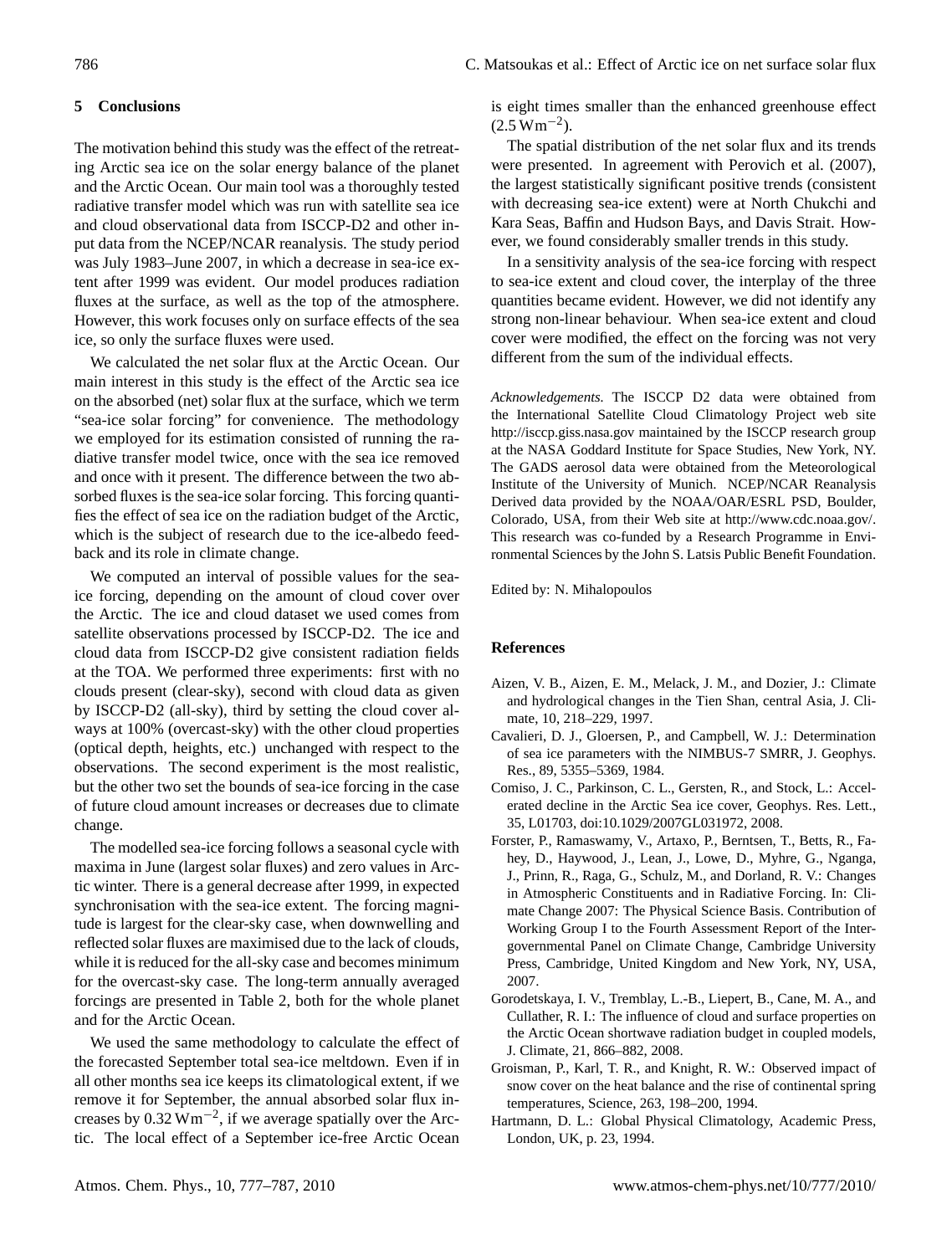## 5 Conclusions

The motivation behind this study was the effect of the retreating Arctic sea ice on the solar energy balance of the planet and the Arctic Ocean. Our main tool was a thoroughly tested radiative transfer model which was run with satellite sea ice and cloud observational data from ISCCP-D2 and other input data from the NCEP/NCAR reanalysis. The study period was July 1983–June 2007, in which a decrease in sea-ice extent after 1999 was evident. Our model produces radiation fluxes at the surface, as well as the top of the atmosphere. However, this work focuses only on surface effects of the sea ice, so only the surface fluxes were used.

We calculated the net solar flux at the Arctic Ocean. Our main interest in this study is the effect of the Arctic sea ice on the absorbed (net) solar flux at the surface, which we term "sea-ice solar forcing" for convenience. The methodology we employed for its estimation consisted of running the radiative transfer model twice, once with the sea ice removed and once with it present. The difference between the two absorbed fluxes is the sea-ice solar forcing. This forcing quantifies the effect of sea ice on the radiation budget of the Arctic, which is the subject of research due to the ice-albedo feedback and its role in climate change.

We computed an interval of possible values for the sea-ice forcing, depending on the amount of cloud cover over the Arctic. The ice and cloud dataset we used comes from satellite observations processed by ISCCP-D2. The ice and cloud data from ISCCP-D2 give consistent radiation fields at the TOA. We performed three experiments: first with no clouds present (clear-sky), second with cloud data as given by ISCCP-D2 (all-sky), third by setting the cloud cover always at 100% (overcast-sky) with the other cloud properties (optical depth, heights, etc.) unchanged with respect to the observations. The second experiment is the most realistic, but the other two set the bounds of sea-ice forcing in the case of future cloud amount increases or decreases due to climate change.

The modelled sea-ice forcing follows a seasonal cycle with maxima in June (largest solar fluxes) and zero values in Arctic winter. There is a general decrease after 1999, in expected synchronisation with the sea-ice extent. The forcing magnitude is largest for the clear-sky case, when downwelling and reflected solar fluxes are maximised due to the lack of clouds, while it is reduced for the all-sky case and becomes minimum for the overcast-sky case. The long-term annually averaged forcings are presented in Table 2, both for the whole planet and for the Arctic Ocean.

We used the same methodology to calculate the effect of the forecasted September total sea-ice meltdown. Even if in all other months sea ice keeps its climatological extent, if we remove it for September, the annual absorbed solar flux increases by 0.32 $\mathrm{W m^{-2}}$, if we average spatially over the Arctic. The local effect of a September ice-free Arctic Ocean is eight times smaller than the enhanced greenhouse effect (2.5 $\mathrm{W m^{-2}}$).

The spatial distribution of the net solar flux and its trends were presented. In agreement with Perovich et al. (2007), the largest statistically significant positive trends (consistent with decreasing sea-ice extent) were at North Chukchi and Kara Seas, Baffin and Hudson Bays, and Davis Strait. However, we found considerably smaller trends in this study.

In a sensitivity analysis of the sea-ice forcing with respect to sea-ice extent and cloud cover, the interplay of the three quantities became evident. However, we did not identify any strong non-linear behaviour. When sea-ice extent and cloud cover were modified, the effect on the forcing was not very different from the sum of the individual effects.

*Acknowledgements.* The ISCCP D2 data were obtained from the International Satellite Cloud Climatology Project web site http://isccp.giss.nasa.gov maintained by the ISCCP research group at the NASA Goddard Institute for Space Studies, New York, NY. The GADS aerosol data were obtained from the Meteorological Institute of the University of Munich. NCEP/NCAR Reanalysis Derived data provided by the NOAA/OAR/ESRL PSD, Boulder, Colorado, USA, from their Web site at http://www.cdc.noaa.gov/. This research was co-funded by a Research Programme in Environmental Sciences by the John S. Latsis Public Benefit Foundation.

Edited by: N. Mihalopoulos

## References

Aizen, V. B., Aizen, E. M., Melack, J. M., and Dozier, J.: Climate and hydrological changes in the Tien Shan, central Asia, J. Climate, 10, 218–229, 1997.

Cavalieri, D. J., Gloersen, P., and Campbell, W. J.: Determination of sea ice parameters with the NIMBUS-7 SMRR, J. Geophys. Res., 89, 5355–5369, 1984.

Comiso, J. C., Parkinson, C. L., Gersten, R., and Stock, L.: Accelerated decline in the Arctic Sea ice cover, Geophys. Res. Lett., 35, L01703, doi:10.1029/2007GL031972, 2008.

Forster, P., Ramaswamy, V., Artaxo, P., Berntsen, T., Betts, R., Fahey, D., Haywood, J., Lean, J., Lowe, D., Myhre, G., Nganga, J., Prinn, R., Raga, G., Schulz, M., and Dorland, R. V.: Changes in Atmospheric Constituents and in Radiative Forcing. In: Climate Change 2007: The Physical Science Basis. Contribution of Working Group I to the Fourth Assessment Report of the Intergovernmental Panel on Climate Change, Cambridge University Press, Cambridge, United Kingdom and New York, NY, USA, 2007.

Gorodetskaya, I. V., Tremblay, L.-B., Liepert, B., Cane, M. A., and Cullather, R. I.: The influence of cloud and surface properties on the Arctic Ocean shortwave radiation budget in coupled models, J. Climate, 21, 866–882, 2008.

Groisman, P., Karl, T. R., and Knight, R. W.: Observed impact of snow cover on the heat balance and the rise of continental spring temperatures, Science, 263, 198–200, 1994.

Hartmann, D. L.: Global Physical Climatology, Academic Press, London, UK, p. 23, 1994.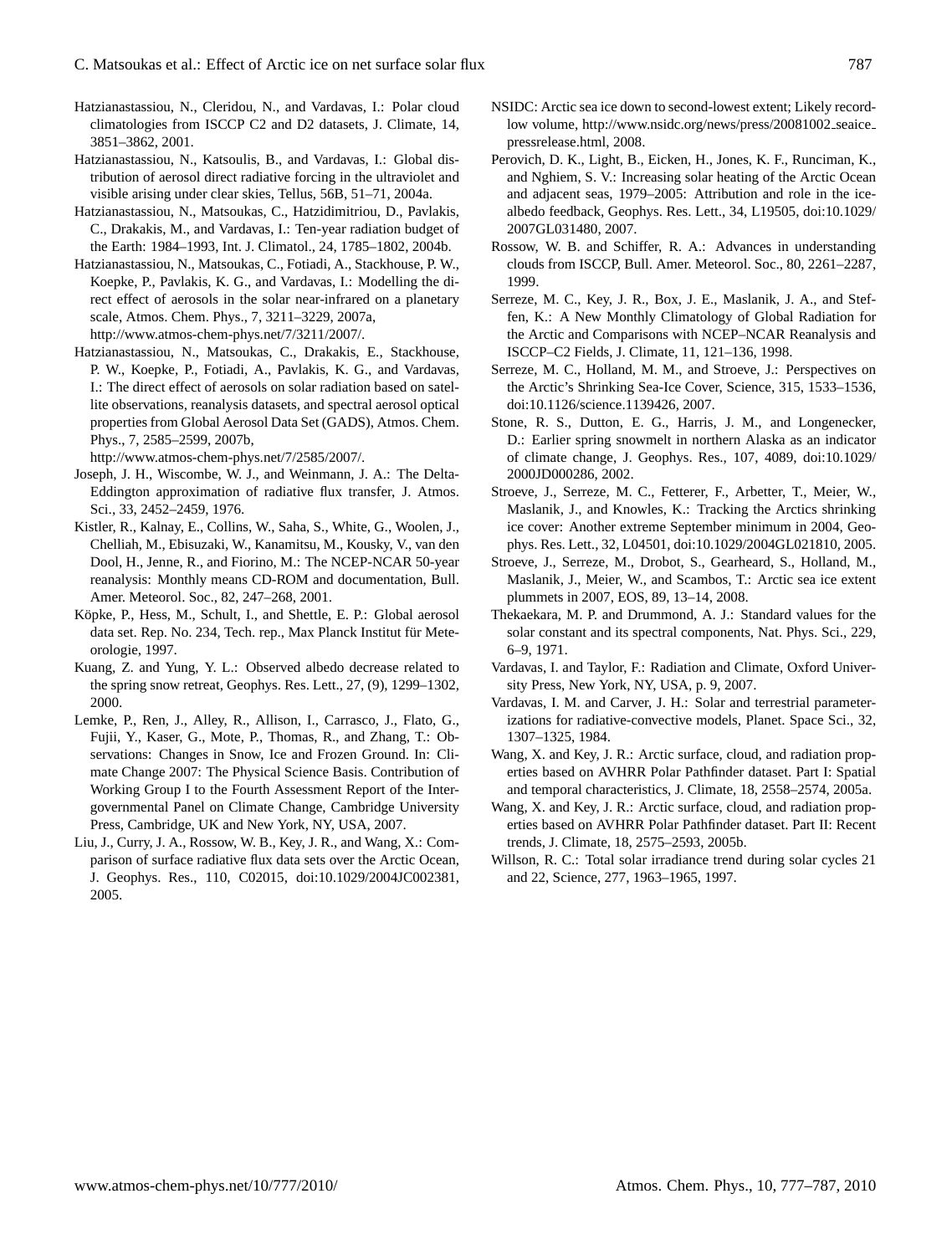Hatzianastassiou, N., Cleridou, N., and Vardavas, I.: Polar cloud climatologies from ISCCP C2 and D2 datasets, J. Climate, 14, 3851–3862, 2001.

Hatzianastassiou, N., Katsoulis, B., and Vardavas, I.: Global distribution of aerosol direct radiative forcing in the ultraviolet and visible arising under clear skies, Tellus, 56B, 51–71, 2004a.

Hatzianastassiou, N., Matsoukas, C., Hatzidimitriou, D., Pavlakis, C., Drakakis, M., and Vardavas, I.: Ten-year radiation budget of the Earth: 1984–1993, Int. J. Climatol., 24, 1785–1802, 2004b.

Hatzianastassiou, N., Matsoukas, C., Fotiadi, A., Stackhouse, P. W., Koepke, P., Pavlakis, K. G., and Vardavas, I.: Modelling the direct effect of aerosols in the solar near-infrared on a planetary scale, Atmos. Chem. Phys., 7, 3211–3229, 2007a, http://www.atmos-chem-phys.net/7/3211/2007/.

Hatzianastassiou, N., Matsoukas, C., Drakakis, E., Stackhouse, P. W., Koepke, P., Fotiadi, A., Pavlakis, K. G., and Vardavas, I.: The direct effect of aerosols on solar radiation based on satellite observations, reanalysis datasets, and spectral aerosol optical properties from Global Aerosol Data Set (GADS), Atmos. Chem. Phys., 7, 2585–2599, 2007b, http://www.atmos-chem-phys.net/7/2585/2007/.

Joseph, J. H., Wiscombe, W. J., and Weinmann, J. A.: The Delta-Eddington approximation of radiative flux transfer, J. Atmos. Sci., 33, 2452–2459, 1976.

Kistler, R., Kalnay, E., Collins, W., Saha, S., White, G., Woolen, J., Chelliah, M., Ebisuzaki, W., Kanamitsu, M., Kousky, V., van den Dool, H., Jenne, R., and Fiorino, M.: The NCEP-NCAR 50-year reanalysis: Monthly means CD-ROM and documentation, Bull. Amer. Meteorol. Soc., 82, 247–268, 2001.

Köpke, P., Hess, M., Schult, I., and Shettle, E. P.: Global aerosol data set. Rep. No. 234, Tech. rep., Max Planck Institut für Meteorologie, 1997.

Kuang, Z. and Yung, Y. L.: Observed albedo decrease related to the spring snow retreat, Geophys. Res. Lett., 27, (9), 1299–1302, 2000.

Lemke, P., Ren, J., Alley, R., Allison, I., Carrasco, J., Flato, G., Fujii, Y., Kaser, G., Mote, P., Thomas, R., and Zhang, T.: Observations: Changes in Snow, Ice and Frozen Ground. In: Climate Change 2007: The Physical Science Basis. Contribution of Working Group I to the Fourth Assessment Report of the Intergovernmental Panel on Climate Change, Cambridge University Press, Cambridge, UK and New York, NY, USA, 2007.

Liu, J., Curry, J. A., Rossow, W. B., Key, J. R., and Wang, X.: Comparison of surface radiative flux data sets over the Arctic Ocean, J. Geophys. Res., 110, C02015, doi:10.1029/2004JC002381, 2005.

NSIDC: Arctic sea ice down to second-lowest extent; Likely record-low volume, http://www.nsidc.org/news/press/20081002_seaice_pressrelease.html, 2008.

Perovich, D. K., Light, B., Eicken, H., Jones, K. F., Runciman, K., and Nghiem, S. V.: Increasing solar heating of the Arctic Ocean and adjacent seas, 1979–2005: Attribution and role in the ice-albedo feedback, Geophys. Res. Lett., 34, L19505, doi:10.1029/2007GL031480, 2007.

Rossow, W. B. and Schiffer, R. A.: Advances in understanding clouds from ISCCP, Bull. Amer. Meteorol. Soc., 80, 2261–2287, 1999.

Serreze, M. C., Key, J. R., Box, J. E., Maslanik, J. A., and Steffen, K.: A New Monthly Climatology of Global Radiation for the Arctic and Comparisons with NCEP–NCAR Reanalysis and ISCCP–C2 Fields, J. Climate, 11, 121–136, 1998.

Serreze, M. C., Holland, M. M., and Stroeve, J.: Perspectives on the Arctic's Shrinking Sea-Ice Cover, Science, 315, 1533–1536, doi:10.1126/science.1139426, 2007.

Stone, R. S., Dutton, E. G., Harris, J. M., and Longenecker, D.: Earlier spring snowmelt in northern Alaska as an indicator of climate change, J. Geophys. Res., 107, 4089, doi:10.1029/2000JD000286, 2002.

Stroeve, J., Serreze, M. C., Fetterer, F., Arbetter, T., Meier, W., Maslanik, J., and Knowles, K.: Tracking the Arctics shrinking ice cover: Another extreme September minimum in 2004, Geophys. Res. Lett., 32, L04501, doi:10.1029/2004GL021810, 2005.

Stroeve, J., Serreze, M., Drobot, S., Gearheard, S., Holland, M., Maslanik, J., Meier, W., and Scambos, T.: Arctic sea ice extent plummets in 2007, EOS, 89, 13–14, 2008.

Thekaekara, M. P. and Drummond, A. J.: Standard values for the solar constant and its spectral components, Nat. Phys. Sci., 229, 6–9, 1971.

Vardavas, I. and Taylor, F.: Radiation and Climate, Oxford University Press, New York, NY, USA, p. 9, 2007.

Vardavas, I. M. and Carver, J. H.: Solar and terrestrial parameterizations for radiative-convective models, Planet. Space Sci., 32, 1307–1325, 1984.

Wang, X. and Key, J. R.: Arctic surface, cloud, and radiation properties based on AVHRR Polar Pathfinder dataset. Part I: Spatial and temporal characteristics, J. Climate, 18, 2558–2574, 2005a.

Wang, X. and Key, J. R.: Arctic surface, cloud, and radiation properties based on AVHRR Polar Pathfinder dataset. Part II: Recent trends, J. Climate, 18, 2575–2593, 2005b.

Willson, R. C.: Total solar irradiance trend during solar cycles 21 and 22, Science, 277, 1963–1965, 1997.